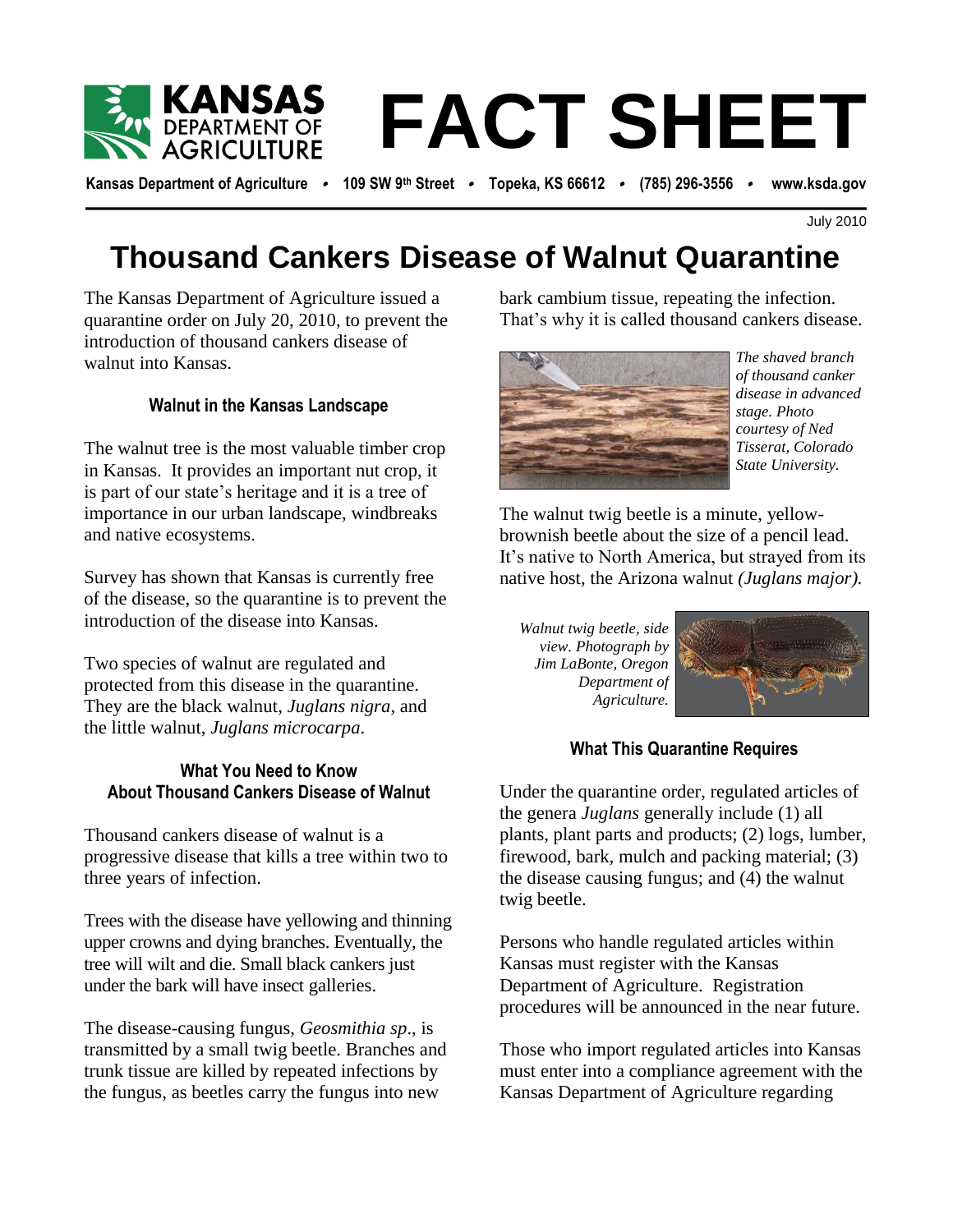# FACT SHEET

Kansas Department of Agriculture • 109 SW 9th Street • Topeka, KS 66612 • (785) 296-3556 • www.ksda.gov

July 2010

# Thousand Cankers Disease of Walnut Quarantine

The Kansas Department of Agriculture issued a quarantine order on July 20, 2010, to prevent the introduction of thousand cankers disease of walnut into Kansas.

### Walnut in the Kansas Landscape

The walnut tree is the most valuable timber crop in Kansas. It provides an important nut crop, it is part of our state's heritage and it is a tree of importance in our urban landscape, windbreaks and native ecosystems.

Survey has shown that Kansas is currently free of the disease, so the quarantine is to prevent the introduction of the disease into Kansas.

Two species of walnut are regulated and protected from this disease in the quarantine. They are the black walnut, *Juglans nigra*, and the little walnut, *Juglans microcarpa*.

### What You Need to Know About Thousand Cankers Disease of Walnut

Thousand cankers disease of walnut is a progressive disease that kills a tree within two to three years of infection.

Trees with the disease have yellowing and thinning upper crowns and dying branches. Eventually, the tree will wilt and die. Small black cankers just under the bark will have insect galleries.

The disease-causing fungus, *Geosmithia sp*., is transmitted by a small twig beetle. Branches and trunk tissue are killed by repeated infections by the fungus, as beetles carry the fungus into new bark cambium tissue, repeating the infection. That's why it is called thousand cankers disease.

*The shaved branch of thousand canker disease in advanced stage. Photo courtesy of Ned Tisserat, Colorado State University.*

The walnut twig beetle is a minute, yellow-brownish beetle about the size of a pencil lead. It's native to North America, but strayed from its native host, the Arizona walnut *(Juglans major).*

*Walnut twig beetle, side view. Photograph by Jim LaBonte, Oregon Department of Agriculture.*

### What This Quarantine Requires

Under the quarantine order, regulated articles of the genera *Juglans* generally include (1) all plants, plant parts and products; (2) logs, lumber, firewood, bark, mulch and packing material; (3) the disease causing fungus; and (4) the walnut twig beetle.

Persons who handle regulated articles within Kansas must register with the Kansas Department of Agriculture. Registration procedures will be announced in the near future.

Those who import regulated articles into Kansas must enter into a compliance agreement with the Kansas Department of Agriculture regarding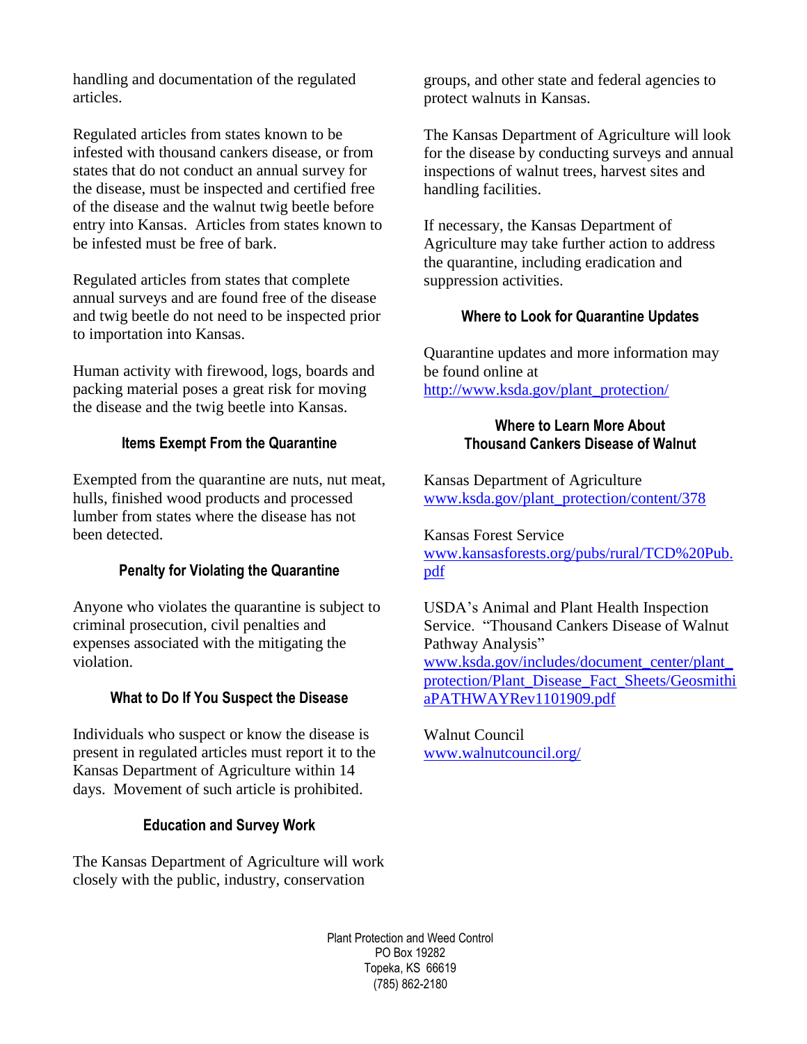handling and documentation of the regulated articles.

Regulated articles from states known to be infested with thousand cankers disease, or from states that do not conduct an annual survey for the disease, must be inspected and certified free of the disease and the walnut twig beetle before entry into Kansas. Articles from states known to be infested must be free of bark.

Regulated articles from states that complete annual surveys and are found free of the disease and twig beetle do not need to be inspected prior to importation into Kansas.

Human activity with firewood, logs, boards and packing material poses a great risk for moving the disease and the twig beetle into Kansas.

### Items Exempt From the Quarantine

Exempted from the quarantine are nuts, nut meat, hulls, finished wood products and processed lumber from states where the disease has not been detected.

### Penalty for Violating the Quarantine

Anyone who violates the quarantine is subject to criminal prosecution, civil penalties and expenses associated with the mitigating the violation.

### What to Do If You Suspect the Disease

Individuals who suspect or know the disease is present in regulated articles must report it to the Kansas Department of Agriculture within 14 days. Movement of such article is prohibited.

### Education and Survey Work

The Kansas Department of Agriculture will work closely with the public, industry, conservation groups, and other state and federal agencies to protect walnuts in Kansas.

The Kansas Department of Agriculture will look for the disease by conducting surveys and annual inspections of walnut trees, harvest sites and handling facilities.

If necessary, the Kansas Department of Agriculture may take further action to address the quarantine, including eradication and suppression activities.

### Where to Look for Quarantine Updates

Quarantine updates and more information may be found online at
http://www.ksda.gov/plant_protection/

### Where to Learn More About Thousand Cankers Disease of Walnut

Kansas Department of Agriculture
www.ksda.gov/plant_protection/content/378

Kansas Forest Service
www.kansasforests.org/pubs/rural/TCD%20Pub.pdf

USDA's Animal and Plant Health Inspection Service. "Thousand Cankers Disease of Walnut Pathway Analysis"
www.ksda.gov/includes/document_center/plant_protection/Plant_Disease_Fact_Sheets/GeosmithiaPATHWAYRev1101909.pdf

Walnut Council
www.walnutcouncil.org/

Plant Protection and Weed Control
PO Box 19282
Topeka, KS 66619
(785) 862-2180